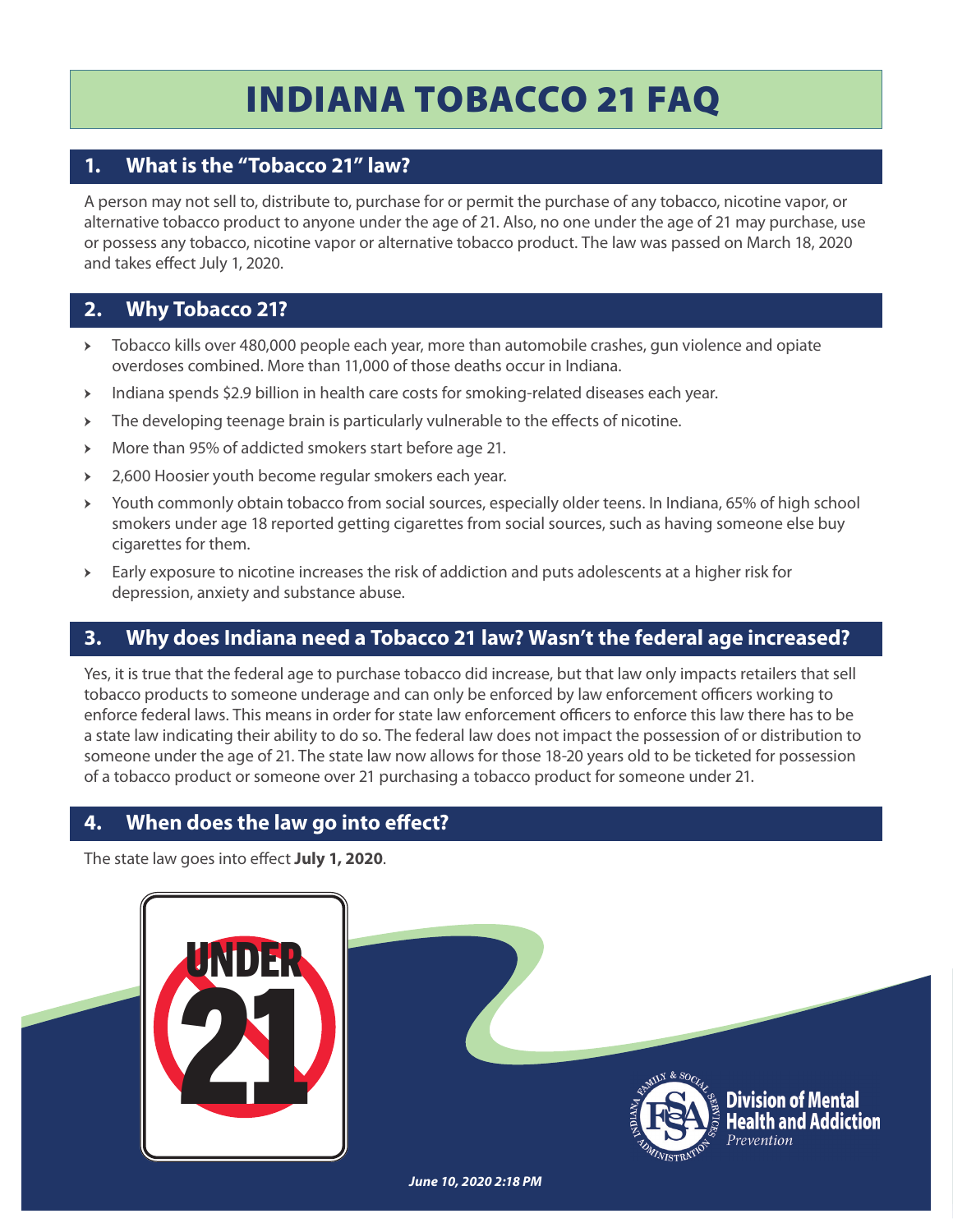# INDIANA TOBACCO 21 FAQ

## 1. What is the "Tobacco 21" law?

A person may not sell to, distribute to, purchase for or permit the purchase of any tobacco, nicotine vapor, or alternative tobacco product to anyone under the age of 21. Also, no one under the age of 21 may purchase, use or possess any tobacco, nicotine vapor or alternative tobacco product. The law was passed on March 18, 2020 and takes effect July 1, 2020.

## 2. Why Tobacco 21?

- Tobacco kills over 480,000 people each year, more than automobile crashes, gun violence and opiate overdoses combined. More than 11,000 of those deaths occur in Indiana.
- Indiana spends $2.9 billion in health care costs for smoking-related diseases each year.
- The developing teenage brain is particularly vulnerable to the effects of nicotine.
- More than 95% of addicted smokers start before age 21.
- 2,600 Hoosier youth become regular smokers each year.
- Youth commonly obtain tobacco from social sources, especially older teens. In Indiana, 65% of high school smokers under age 18 reported getting cigarettes from social sources, such as having someone else buy cigarettes for them.
- Early exposure to nicotine increases the risk of addiction and puts adolescents at a higher risk for depression, anxiety and substance abuse.

## 3. Why does Indiana need a Tobacco 21 law? Wasn't the federal age increased?

Yes, it is true that the federal age to purchase tobacco did increase, but that law only impacts retailers that sell tobacco products to someone underage and can only be enforced by law enforcement officers working to enforce federal laws. This means in order for state law enforcement officers to enforce this law there has to be a state law indicating their ability to do so. The federal law does not impact the possession of or distribution to someone under the age of 21. The state law now allows for those 18-20 years old to be ticketed for possession of a tobacco product or someone over 21 purchasing a tobacco product for someone under 21.

## 4. When does the law go into effect?

The state law goes into effect **July 1, 2020**.

UNDER 21

Division of Mental Health and Addiction
*Prevention*

***June 10, 2020 2:18 PM***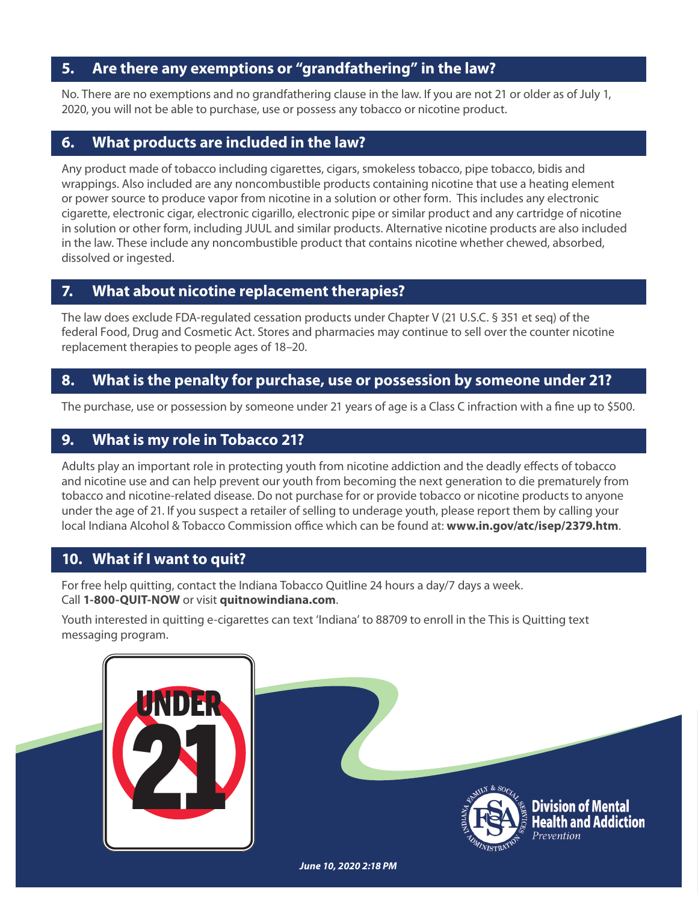## 5. Are there any exemptions or "grandfathering" in the law?

No. There are no exemptions and no grandfathering clause in the law. If you are not 21 or older as of July 1, 2020, you will not be able to purchase, use or possess any tobacco or nicotine product.

## 6. What products are included in the law?

Any product made of tobacco including cigarettes, cigars, smokeless tobacco, pipe tobacco, bidis and wrappings. Also included are any noncombustible products containing nicotine that use a heating element or power source to produce vapor from nicotine in a solution or other form. This includes any electronic cigarette, electronic cigar, electronic cigarillo, electronic pipe or similar product and any cartridge of nicotine in solution or other form, including JUUL and similar products. Alternative nicotine products are also included in the law. These include any noncombustible product that contains nicotine whether chewed, absorbed, dissolved or ingested.

## 7. What about nicotine replacement therapies?

The law does exclude FDA-regulated cessation products under Chapter V (21 U.S.C. § 351 et seq) of the federal Food, Drug and Cosmetic Act. Stores and pharmacies may continue to sell over the counter nicotine replacement therapies to people ages of 18–20.

## 8. What is the penalty for purchase, use or possession by someone under 21?

The purchase, use or possession by someone under 21 years of age is a Class C infraction with a fine up to $500.

## 9. What is my role in Tobacco 21?

Adults play an important role in protecting youth from nicotine addiction and the deadly effects of tobacco and nicotine use and can help prevent our youth from becoming the next generation to die prematurely from tobacco and nicotine-related disease. Do not purchase for or provide tobacco or nicotine products to anyone under the age of 21. If you suspect a retailer of selling to underage youth, please report them by calling your local Indiana Alcohol & Tobacco Commission office which can be found at: **www.in.gov/atc/isep/2379.htm**.

## 10. What if I want to quit?

For free help quitting, contact the Indiana Tobacco Quitline 24 hours a day/7 days a week.
Call **1-800-QUIT-NOW** or visit **quitnowindiana.com**.

Youth interested in quitting e-cigarettes can text 'Indiana' to 88709 to enroll in the This is Quitting text messaging program.

UNDER 21

**Division of Mental Health and Addiction**
*Prevention*

***June 10, 2020 2:18 PM***